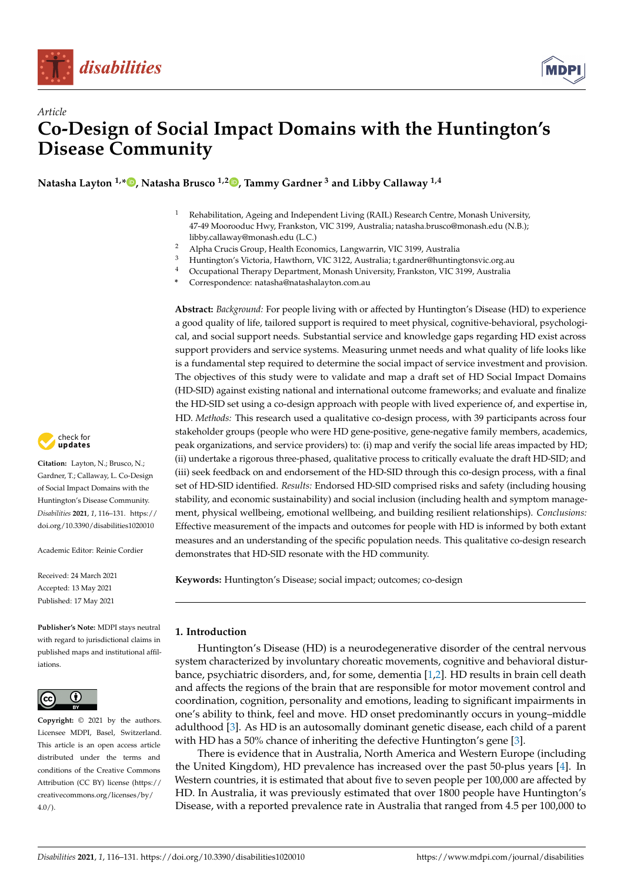Article

# Co-Design of Social Impact Domains with the Huntington's Disease Community

**Natasha Layton [1,*], Natasha Brusco [1,2], Tammy Gardner [3] and Libby Callaway [1,4]**

[1] Rehabilitation, Ageing and Independent Living (RAIL) Research Centre, Monash University, 47-49 Moorooduc Hwy, Frankston, VIC 3199, Australia; natasha.brusco@monash.edu (N.B.); libby.callaway@monash.edu (L.C.)

[2] Alpha Crucis Group, Health Economics, Langwarrin, VIC 3199, Australia

[3] Huntington's Victoria, Hawthorn, VIC 3122, Australia; t.gardner@huntingtonsvic.org.au

[4] Occupational Therapy Department, Monash University, Frankston, VIC 3199, Australia

\* Correspondence: natasha@natashalayton.com.au

**Citation:** Layton, N.; Brusco, N.; Gardner, T.; Callaway, L. Co-Design of Social Impact Domains with the Huntington's Disease Community. *Disabilities* **2021**, *1*, 116–131. https://doi.org/10.3390/disabilities1020010

Academic Editor: Reinie Cordier

Received: 24 March 2021
Accepted: 13 May 2021
Published: 17 May 2021

**Publisher's Note:** MDPI stays neutral with regard to jurisdictional claims in published maps and institutional affiliations.

**Copyright:** © 2021 by the authors. Licensee MDPI, Basel, Switzerland. This article is an open access article distributed under the terms and conditions of the Creative Commons Attribution (CC BY) license (https://creativecommons.org/licenses/by/4.0/).

**Abstract:** *Background:* For people living with or affected by Huntington's Disease (HD) to experience a good quality of life, tailored support is required to meet physical, cognitive-behavioral, psychological, and social support needs. Substantial service and knowledge gaps regarding HD exist across support providers and service systems. Measuring unmet needs and what quality of life looks like is a fundamental step required to determine the social impact of service investment and provision. The objectives of this study were to validate and map a draft set of HD Social Impact Domains (HD-SID) against existing national and international outcome frameworks; and evaluate and finalize the HD-SID set using a co-design approach with people with lived experience of, and expertise in, HD. *Methods:* This research used a qualitative co-design process, with 39 participants across four stakeholder groups (people who were HD gene-positive, gene-negative family members, academics, peak organizations, and service providers) to: (i) map and verify the social life areas impacted by HD; (ii) undertake a rigorous three-phased, qualitative process to critically evaluate the draft HD-SID; and (iii) seek feedback on and endorsement of the HD-SID through this co-design process, with a final set of HD-SID identified. *Results:* Endorsed HD-SID comprised risks and safety (including housing stability, and economic sustainability) and social inclusion (including health and symptom management, physical wellbeing, emotional wellbeing, and building resilient relationships). *Conclusions:* Effective measurement of the impacts and outcomes for people with HD is informed by both extant measures and an understanding of the specific population needs. This qualitative co-design research demonstrates that HD-SID resonate with the HD community.

**Keywords:** Huntington's Disease; social impact; outcomes; co-design

## 1. Introduction

Huntington's Disease (HD) is a neurodegenerative disorder of the central nervous system characterized by involuntary choreatic movements, cognitive and behavioral disturbance, psychiatric disorders, and, for some, dementia [1,2]. HD results in brain cell death and affects the regions of the brain that are responsible for motor movement control and coordination, cognition, personality and emotions, leading to significant impairments in one's ability to think, feel and move. HD onset predominantly occurs in young–middle adulthood [3]. As HD is an autosomally dominant genetic disease, each child of a parent with HD has a 50% chance of inheriting the defective Huntington's gene [3].

There is evidence that in Australia, North America and Western Europe (including the United Kingdom), HD prevalence has increased over the past 50-plus years [4]. In Western countries, it is estimated that about five to seven people per 100,000 are affected by HD. In Australia, it was previously estimated that over 1800 people have Huntington's Disease, with a reported prevalence rate in Australia that ranged from 4.5 per 100,000 to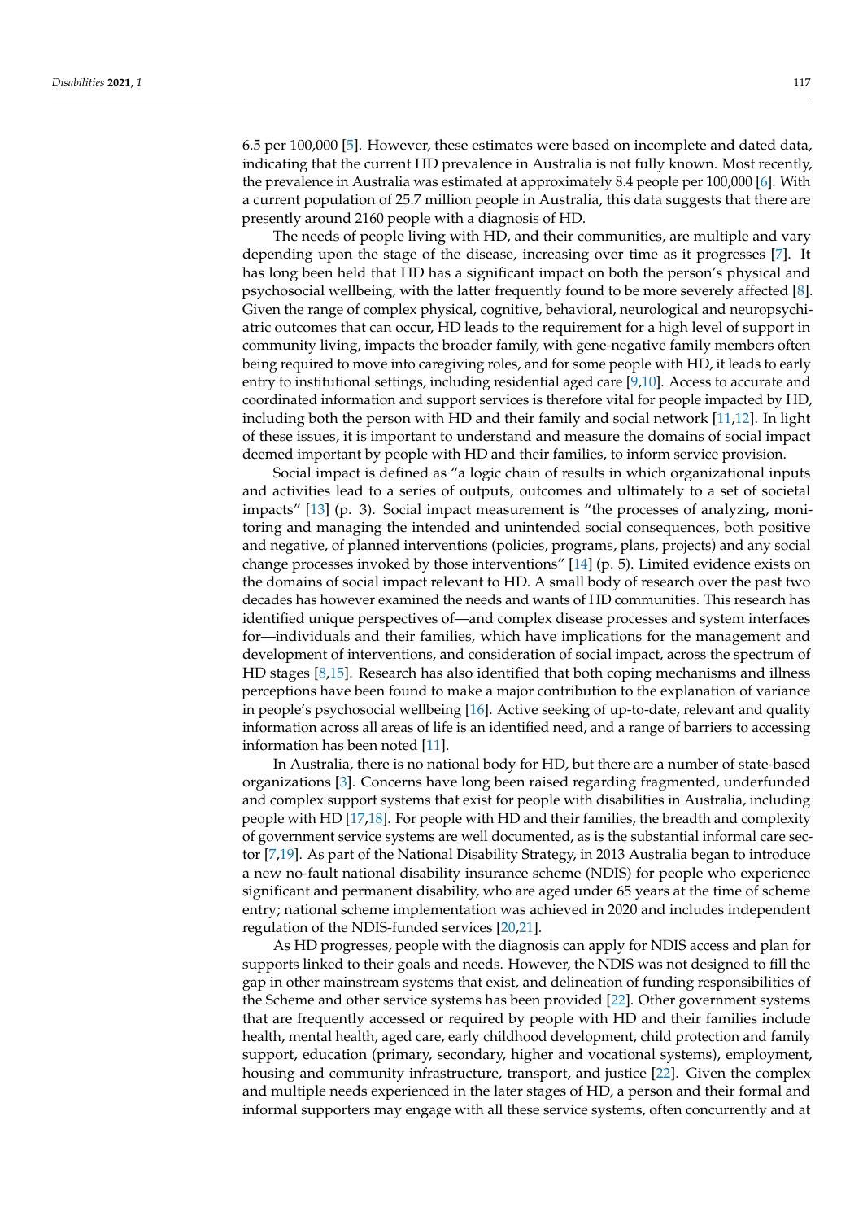6.5 per 100,000 [5]. However, these estimates were based on incomplete and dated data, indicating that the current HD prevalence in Australia is not fully known. Most recently, the prevalence in Australia was estimated at approximately 8.4 people per 100,000 [6]. With a current population of 25.7 million people in Australia, this data suggests that there are presently around 2160 people with a diagnosis of HD.

The needs of people living with HD, and their communities, are multiple and vary depending upon the stage of the disease, increasing over time as it progresses [7]. It has long been held that HD has a significant impact on both the person's physical and psychosocial wellbeing, with the latter frequently found to be more severely affected [8]. Given the range of complex physical, cognitive, behavioral, neurological and neuropsychiatric outcomes that can occur, HD leads to the requirement for a high level of support in community living, impacts the broader family, with gene-negative family members often being required to move into caregiving roles, and for some people with HD, it leads to early entry to institutional settings, including residential aged care [9,10]. Access to accurate and coordinated information and support services is therefore vital for people impacted by HD, including both the person with HD and their family and social network [11,12]. In light of these issues, it is important to understand and measure the domains of social impact deemed important by people with HD and their families, to inform service provision.

Social impact is defined as "a logic chain of results in which organizational inputs and activities lead to a series of outputs, outcomes and ultimately to a set of societal impacts" [13] (p. 3). Social impact measurement is "the processes of analyzing, monitoring and managing the intended and unintended social consequences, both positive and negative, of planned interventions (policies, programs, plans, projects) and any social change processes invoked by those interventions" [14] (p. 5). Limited evidence exists on the domains of social impact relevant to HD. A small body of research over the past two decades has however examined the needs and wants of HD communities. This research has identified unique perspectives of—and complex disease processes and system interfaces for—individuals and their families, which have implications for the management and development of interventions, and consideration of social impact, across the spectrum of HD stages [8,15]. Research has also identified that both coping mechanisms and illness perceptions have been found to make a major contribution to the explanation of variance in people's psychosocial wellbeing [16]. Active seeking of up-to-date, relevant and quality information across all areas of life is an identified need, and a range of barriers to accessing information has been noted [11].

In Australia, there is no national body for HD, but there are a number of state-based organizations [3]. Concerns have long been raised regarding fragmented, underfunded and complex support systems that exist for people with disabilities in Australia, including people with HD [17,18]. For people with HD and their families, the breadth and complexity of government service systems are well documented, as is the substantial informal care sector [7,19]. As part of the National Disability Strategy, in 2013 Australia began to introduce a new no-fault national disability insurance scheme (NDIS) for people who experience significant and permanent disability, who are aged under 65 years at the time of scheme entry; national scheme implementation was achieved in 2020 and includes independent regulation of the NDIS-funded services [20,21].

As HD progresses, people with the diagnosis can apply for NDIS access and plan for supports linked to their goals and needs. However, the NDIS was not designed to fill the gap in other mainstream systems that exist, and delineation of funding responsibilities of the Scheme and other service systems has been provided [22]. Other government systems that are frequently accessed or required by people with HD and their families include health, mental health, aged care, early childhood development, child protection and family support, education (primary, secondary, higher and vocational systems), employment, housing and community infrastructure, transport, and justice [22]. Given the complex and multiple needs experienced in the later stages of HD, a person and their formal and informal supporters may engage with all these service systems, often concurrently and at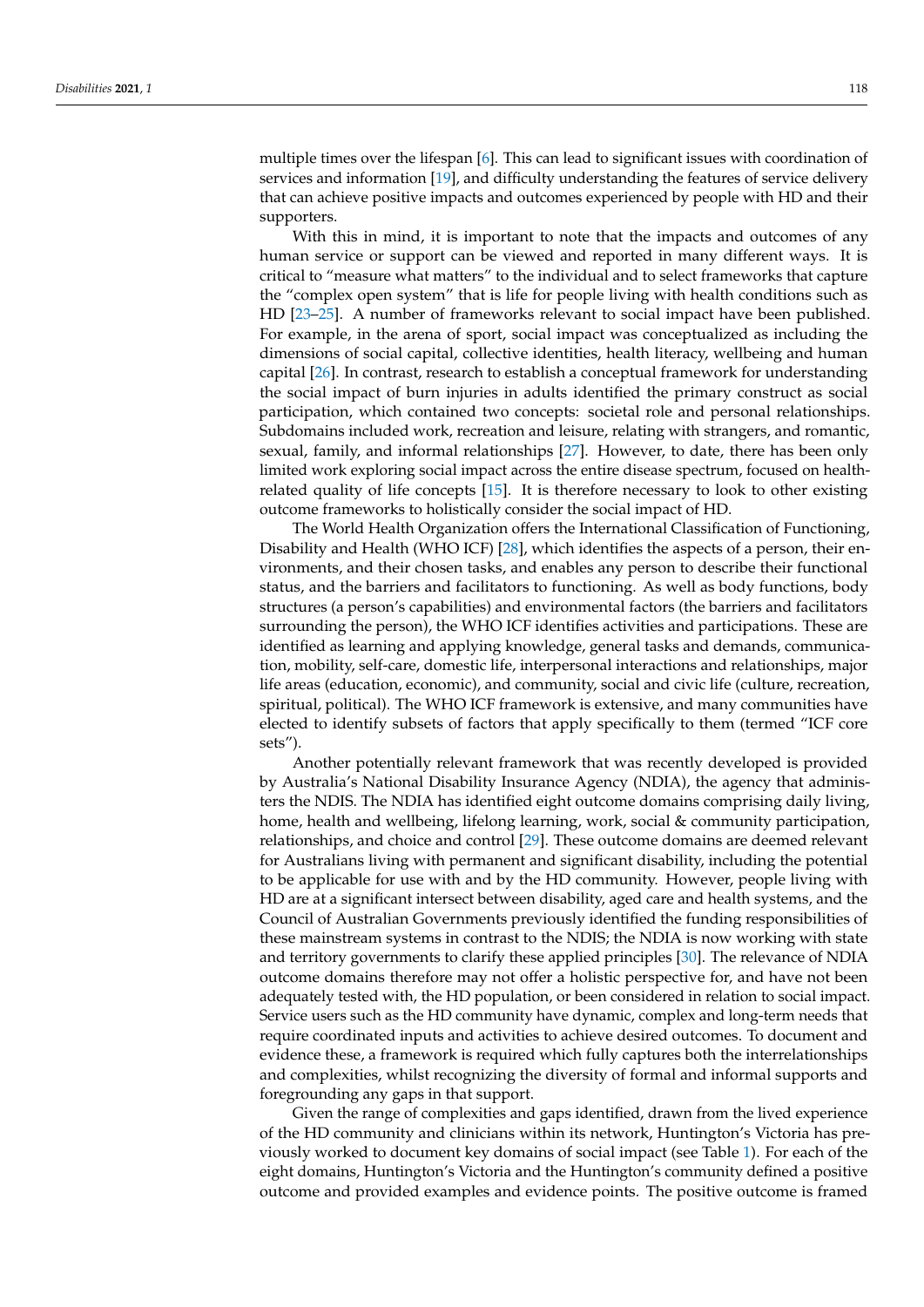multiple times over the lifespan [6]. This can lead to significant issues with coordination of services and information [19], and difficulty understanding the features of service delivery that can achieve positive impacts and outcomes experienced by people with HD and their supporters.

With this in mind, it is important to note that the impacts and outcomes of any human service or support can be viewed and reported in many different ways. It is critical to "measure what matters" to the individual and to select frameworks that capture the "complex open system" that is life for people living with health conditions such as HD [23–25]. A number of frameworks relevant to social impact have been published. For example, in the arena of sport, social impact was conceptualized as including the dimensions of social capital, collective identities, health literacy, wellbeing and human capital [26]. In contrast, research to establish a conceptual framework for understanding the social impact of burn injuries in adults identified the primary construct as social participation, which contained two concepts: societal role and personal relationships. Subdomains included work, recreation and leisure, relating with strangers, and romantic, sexual, family, and informal relationships [27]. However, to date, there has been only limited work exploring social impact across the entire disease spectrum, focused on health-related quality of life concepts [15]. It is therefore necessary to look to other existing outcome frameworks to holistically consider the social impact of HD.

The World Health Organization offers the International Classification of Functioning, Disability and Health (WHO ICF) [28], which identifies the aspects of a person, their environments, and their chosen tasks, and enables any person to describe their functional status, and the barriers and facilitators to functioning. As well as body functions, body structures (a person's capabilities) and environmental factors (the barriers and facilitators surrounding the person), the WHO ICF identifies activities and participations. These are identified as learning and applying knowledge, general tasks and demands, communication, mobility, self-care, domestic life, interpersonal interactions and relationships, major life areas (education, economic), and community, social and civic life (culture, recreation, spiritual, political). The WHO ICF framework is extensive, and many communities have elected to identify subsets of factors that apply specifically to them (termed "ICF core sets").

Another potentially relevant framework that was recently developed is provided by Australia's National Disability Insurance Agency (NDIA), the agency that administers the NDIS. The NDIA has identified eight outcome domains comprising daily living, home, health and wellbeing, lifelong learning, work, social & community participation, relationships, and choice and control [29]. These outcome domains are deemed relevant for Australians living with permanent and significant disability, including the potential to be applicable for use with and by the HD community. However, people living with HD are at a significant intersect between disability, aged care and health systems, and the Council of Australian Governments previously identified the funding responsibilities of these mainstream systems in contrast to the NDIS; the NDIA is now working with state and territory governments to clarify these applied principles [30]. The relevance of NDIA outcome domains therefore may not offer a holistic perspective for, and have not been adequately tested with, the HD population, or been considered in relation to social impact. Service users such as the HD community have dynamic, complex and long-term needs that require coordinated inputs and activities to achieve desired outcomes. To document and evidence these, a framework is required which fully captures both the interrelationships and complexities, whilst recognizing the diversity of formal and informal supports and foregrounding any gaps in that support.

Given the range of complexities and gaps identified, drawn from the lived experience of the HD community and clinicians within its network, Huntington's Victoria has previously worked to document key domains of social impact (see Table 1). For each of the eight domains, Huntington's Victoria and the Huntington's community defined a positive outcome and provided examples and evidence points. The positive outcome is framed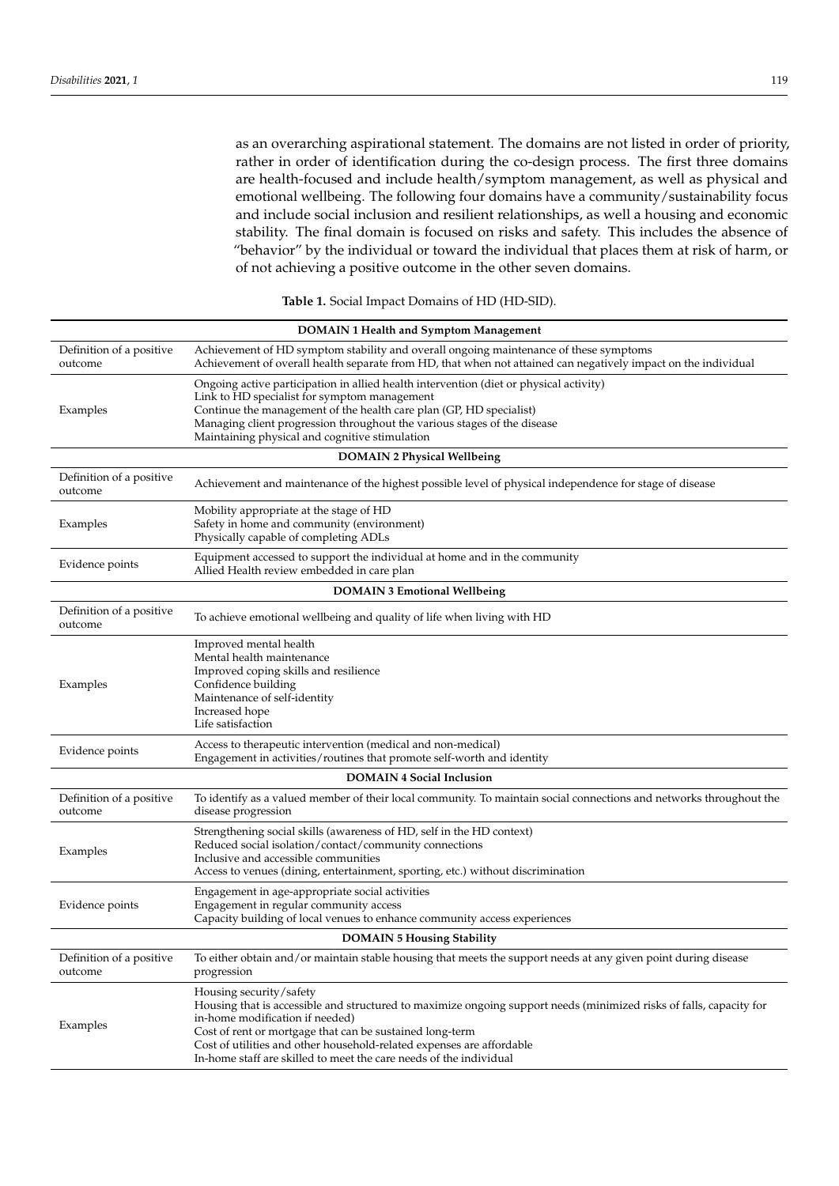as an overarching aspirational statement. The domains are not listed in order of priority, rather in order of identification during the co-design process. The first three domains are health-focused and include health/symptom management, as well as physical and emotional wellbeing. The following four domains have a community/sustainability focus and include social inclusion and resilient relationships, as well a housing and economic stability. The final domain is focused on risks and safety. This includes the absence of "behavior" by the individual or toward the individual that places them at risk of harm, or of not achieving a positive outcome in the other seven domains.

**Table 1.** Social Impact Domains of HD (HD-SID).

| **DOMAIN 1 Health and Symptom Management** | |
|---|---|
| Definition of a positive outcome | Achievement of HD symptom stability and overall ongoing maintenance of these symptoms<br>Achievement of overall health separate from HD, that when not attained can negatively impact on the individual |
| Examples | Ongoing active participation in allied health intervention (diet or physical activity)<br>Link to HD specialist for symptom management<br>Continue the management of the health care plan (GP, HD specialist)<br>Managing client progression throughout the various stages of the disease<br>Maintaining physical and cognitive stimulation |
| **DOMAIN 2 Physical Wellbeing** | |
| Definition of a positive outcome | Achievement and maintenance of the highest possible level of physical independence for stage of disease |
| Examples | Mobility appropriate at the stage of HD<br>Safety in home and community (environment)<br>Physically capable of completing ADLs |
| Evidence points | Equipment accessed to support the individual at home and in the community<br>Allied Health review embedded in care plan |
| **DOMAIN 3 Emotional Wellbeing** | |
| Definition of a positive outcome | To achieve emotional wellbeing and quality of life when living with HD |
| Examples | Improved mental health<br>Mental health maintenance<br>Improved coping skills and resilience<br>Confidence building<br>Maintenance of self-identity<br>Increased hope<br>Life satisfaction |
| Evidence points | Access to therapeutic intervention (medical and non-medical)<br>Engagement in activities/routines that promote self-worth and identity |
| **DOMAIN 4 Social Inclusion** | |
| Definition of a positive outcome | To identify as a valued member of their local community. To maintain social connections and networks throughout the disease progression |
| Examples | Strengthening social skills (awareness of HD, self in the HD context)<br>Reduced social isolation/contact/community connections<br>Inclusive and accessible communities<br>Access to venues (dining, entertainment, sporting, etc.) without discrimination |
| Evidence points | Engagement in age-appropriate social activities<br>Engagement in regular community access<br>Capacity building of local venues to enhance community access experiences |
| **DOMAIN 5 Housing Stability** | |
| Definition of a positive outcome | To either obtain and/or maintain stable housing that meets the support needs at any given point during disease progression |
| Examples | Housing security/safety<br>Housing that is accessible and structured to maximize ongoing support needs (minimized risks of falls, capacity for in-home modification if needed)<br>Cost of rent or mortgage that can be sustained long-term<br>Cost of utilities and other household-related expenses are affordable<br>In-home staff are skilled to meet the care needs of the individual |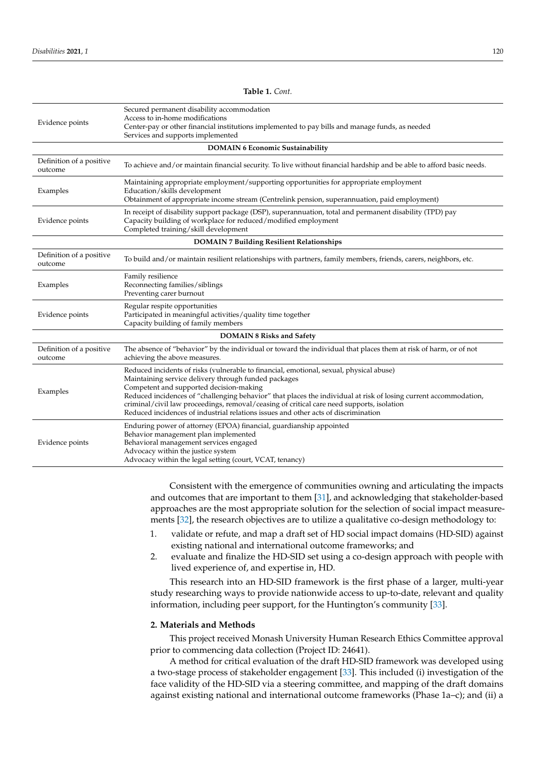**Table 1.** *Cont.*

| | |
|---|---|
| Evidence points | Secured permanent disability accommodation<br>Access to in-home modifications<br>Center-pay or other financial institutions implemented to pay bills and manage funds, as needed<br>Services and supports implemented |
| **DOMAIN 6 Economic Sustainability** | |
| Definition of a positive outcome | To achieve and/or maintain financial security. To live without financial hardship and be able to afford basic needs. |
| Examples | Maintaining appropriate employment/supporting opportunities for appropriate employment<br>Education/skills development<br>Obtainment of appropriate income stream (Centrelink pension, superannuation, paid employment) |
| Evidence points | In receipt of disability support package (DSP), superannuation, total and permanent disability (TPD) pay<br>Capacity building of workplace for reduced/modified employment<br>Completed training/skill development |
| **DOMAIN 7 Building Resilient Relationships** | |
| Definition of a positive outcome | To build and/or maintain resilient relationships with partners, family members, friends, carers, neighbors, etc. |
| Examples | Family resilience<br>Reconnecting families/siblings<br>Preventing carer burnout |
| Evidence points | Regular respite opportunities<br>Participated in meaningful activities/quality time together<br>Capacity building of family members |
| **DOMAIN 8 Risks and Safety** | |
| Definition of a positive outcome | The absence of "behavior" by the individual or toward the individual that places them at risk of harm, or of not achieving the above measures. |
| Examples | Reduced incidents of risks (vulnerable to financial, emotional, sexual, physical abuse)<br>Maintaining service delivery through funded packages<br>Competent and supported decision-making<br>Reduced incidences of "challenging behavior" that places the individual at risk of losing current accommodation, criminal/civil law proceedings, removal/ceasing of critical care need supports, isolation<br>Reduced incidences of industrial relations issues and other acts of discrimination |
| Evidence points | Enduring power of attorney (EPOA) financial, guardianship appointed<br>Behavior management plan implemented<br>Behavioral management services engaged<br>Advocacy within the justice system<br>Advocacy within the legal setting (court, VCAT, tenancy) |

Consistent with the emergence of communities owning and articulating the impacts and outcomes that are important to them [31], and acknowledging that stakeholder-based approaches are the most appropriate solution for the selection of social impact measurements [32], the research objectives are to utilize a qualitative co-design methodology to:

1. validate or refute, and map a draft set of HD social impact domains (HD-SID) against existing national and international outcome frameworks; and
2. evaluate and finalize the HD-SID set using a co-design approach with people with lived experience of, and expertise in, HD.

This research into an HD-SID framework is the first phase of a larger, multi-year study researching ways to provide nationwide access to up-to-date, relevant and quality information, including peer support, for the Huntington's community [33].

## 2. Materials and Methods

This project received Monash University Human Research Ethics Committee approval prior to commencing data collection (Project ID: 24641).

A method for critical evaluation of the draft HD-SID framework was developed using a two-stage process of stakeholder engagement [33]. This included (i) investigation of the face validity of the HD-SID via a steering committee, and mapping of the draft domains against existing national and international outcome frameworks (Phase 1a–c); and (ii) a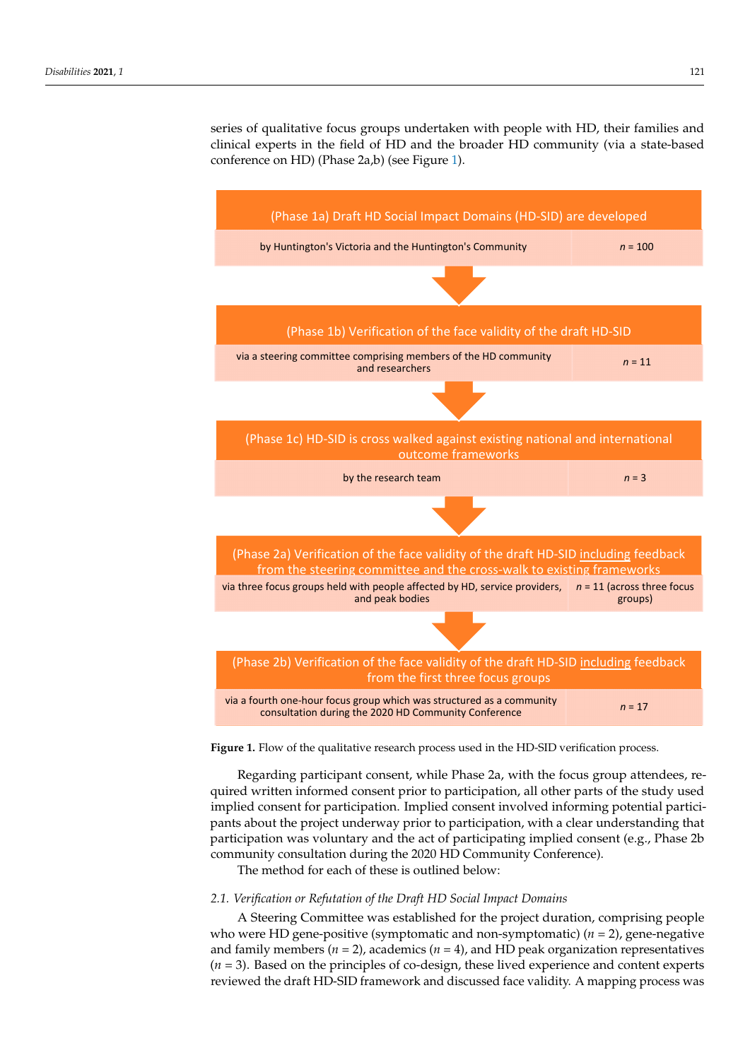series of qualitative focus groups undertaken with people with HD, their families and clinical experts in the field of HD and the broader HD community (via a state-based conference on HD) (Phase 2a,b) (see Figure 1).

| (Phase 1a) Draft HD Social Impact Domains (HD-SID) are developed | |
|---|---|
| by Huntington's Victoria and the Huntington's Community | *n* = 100 |

| (Phase 1b) Verification of the face validity of the draft HD-SID | |
|---|---|
| via a steering committee comprising members of the HD community and researchers | *n* = 11 |

| (Phase 1c) HD-SID is cross walked against existing national and international outcome frameworks | |
|---|---|
| by the research team | *n* = 3 |

| (Phase 2a) Verification of the face validity of the draft HD-SID including feedback from the steering committee and the cross-walk to existing frameworks | |
|---|---|
| via three focus groups held with people affected by HD, service providers, and peak bodies | *n* = 11 (across three focus groups) |

| (Phase 2b) Verification of the face validity of the draft HD-SID including feedback from the first three focus groups | |
|---|---|
| via a fourth one-hour focus group which was structured as a community consultation during the 2020 HD Community Conference | *n* = 17 |

**Figure 1.** Flow of the qualitative research process used in the HD-SID verification process.

Regarding participant consent, while Phase 2a, with the focus group attendees, required written informed consent prior to participation, all other parts of the study used implied consent for participation. Implied consent involved informing potential participants about the project underway prior to participation, with a clear understanding that participation was voluntary and the act of participating implied consent (e.g., Phase 2b community consultation during the 2020 HD Community Conference).

The method for each of these is outlined below:

### *2.1. Verification or Refutation of the Draft HD Social Impact Domains*

A Steering Committee was established for the project duration, comprising people who were HD gene-positive (symptomatic and non-symptomatic) (*n* = 2), gene-negative and family members (*n* = 2), academics (*n* = 4), and HD peak organization representatives (*n* = 3). Based on the principles of co-design, these lived experience and content experts reviewed the draft HD-SID framework and discussed face validity. A mapping process was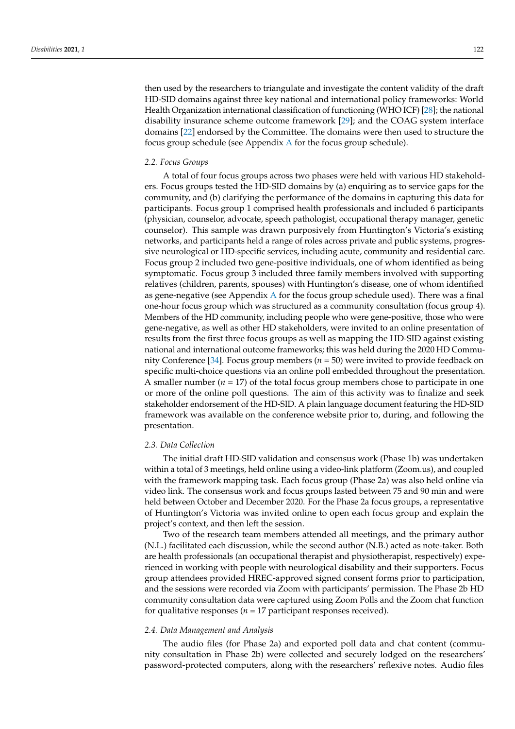then used by the researchers to triangulate and investigate the content validity of the draft HD-SID domains against three key national and international policy frameworks: World Health Organization international classification of functioning (WHO ICF) [28]; the national disability insurance scheme outcome framework [29]; and the COAG system interface domains [22] endorsed by the Committee. The domains were then used to structure the focus group schedule (see Appendix A for the focus group schedule).

### 2.2. Focus Groups

A total of four focus groups across two phases were held with various HD stakeholders. Focus groups tested the HD-SID domains by (a) enquiring as to service gaps for the community, and (b) clarifying the performance of the domains in capturing this data for participants. Focus group 1 comprised health professionals and included 6 participants (physician, counselor, advocate, speech pathologist, occupational therapy manager, genetic counselor). This sample was drawn purposively from Huntington's Victoria's existing networks, and participants held a range of roles across private and public systems, progressive neurological or HD-specific services, including acute, community and residential care. Focus group 2 included two gene-positive individuals, one of whom identified as being symptomatic. Focus group 3 included three family members involved with supporting relatives (children, parents, spouses) with Huntington's disease, one of whom identified as gene-negative (see Appendix A for the focus group schedule used). There was a final one-hour focus group which was structured as a community consultation (focus group 4). Members of the HD community, including people who were gene-positive, those who were gene-negative, as well as other HD stakeholders, were invited to an online presentation of results from the first three focus groups as well as mapping the HD-SID against existing national and international outcome frameworks; this was held during the 2020 HD Community Conference [34]. Focus group members (*n* = 50) were invited to provide feedback on specific multi-choice questions via an online poll embedded throughout the presentation. A smaller number (*n* = 17) of the total focus group members chose to participate in one or more of the online poll questions. The aim of this activity was to finalize and seek stakeholder endorsement of the HD-SID. A plain language document featuring the HD-SID framework was available on the conference website prior to, during, and following the presentation.

### 2.3. Data Collection

The initial draft HD-SID validation and consensus work (Phase 1b) was undertaken within a total of 3 meetings, held online using a video-link platform (Zoom.us), and coupled with the framework mapping task. Each focus group (Phase 2a) was also held online via video link. The consensus work and focus groups lasted between 75 and 90 min and were held between October and December 2020. For the Phase 2a focus groups, a representative of Huntington's Victoria was invited online to open each focus group and explain the project's context, and then left the session.

Two of the research team members attended all meetings, and the primary author (N.L.) facilitated each discussion, while the second author (N.B.) acted as note-taker. Both are health professionals (an occupational therapist and physiotherapist, respectively) experienced in working with people with neurological disability and their supporters. Focus group attendees provided HREC-approved signed consent forms prior to participation, and the sessions were recorded via Zoom with participants' permission. The Phase 2b HD community consultation data were captured using Zoom Polls and the Zoom chat function for qualitative responses (*n* = 17 participant responses received).

### 2.4. Data Management and Analysis

The audio files (for Phase 2a) and exported poll data and chat content (community consultation in Phase 2b) were collected and securely lodged on the researchers' password-protected computers, along with the researchers' reflexive notes. Audio files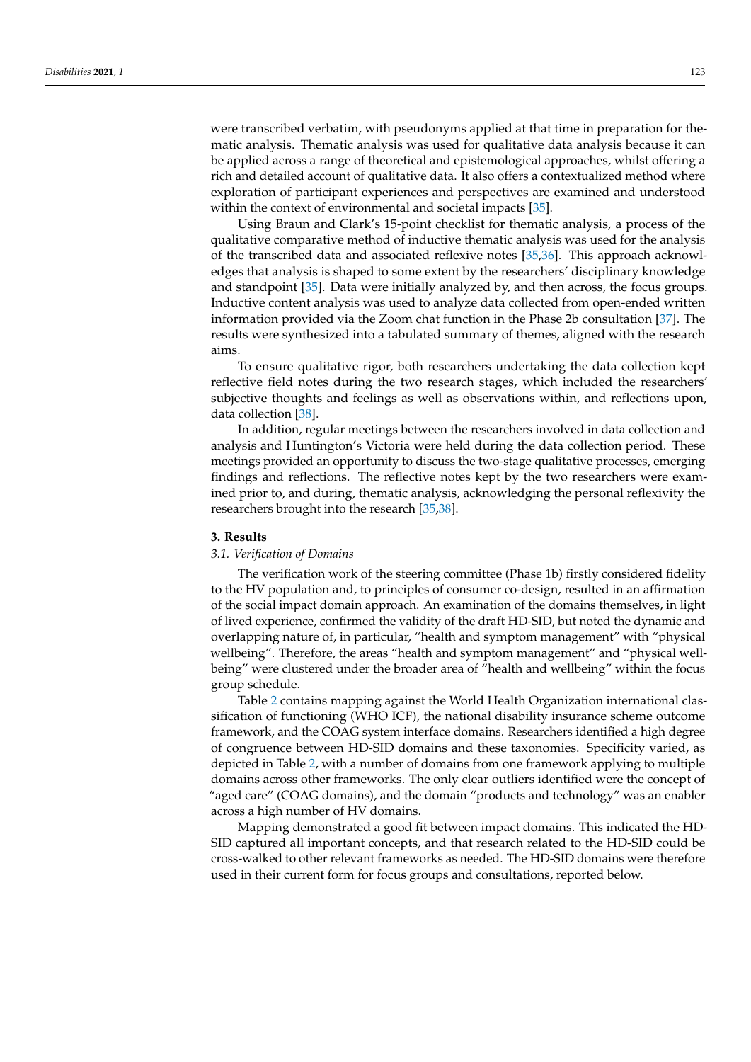were transcribed verbatim, with pseudonyms applied at that time in preparation for thematic analysis. Thematic analysis was used for qualitative data analysis because it can be applied across a range of theoretical and epistemological approaches, whilst offering a rich and detailed account of qualitative data. It also offers a contextualized method where exploration of participant experiences and perspectives are examined and understood within the context of environmental and societal impacts [35].

Using Braun and Clark's 15-point checklist for thematic analysis, a process of the qualitative comparative method of inductive thematic analysis was used for the analysis of the transcribed data and associated reflexive notes [35,36]. This approach acknowledges that analysis is shaped to some extent by the researchers' disciplinary knowledge and standpoint [35]. Data were initially analyzed by, and then across, the focus groups. Inductive content analysis was used to analyze data collected from open-ended written information provided via the Zoom chat function in the Phase 2b consultation [37]. The results were synthesized into a tabulated summary of themes, aligned with the research aims.

To ensure qualitative rigor, both researchers undertaking the data collection kept reflective field notes during the two research stages, which included the researchers' subjective thoughts and feelings as well as observations within, and reflections upon, data collection [38].

In addition, regular meetings between the researchers involved in data collection and analysis and Huntington's Victoria were held during the data collection period. These meetings provided an opportunity to discuss the two-stage qualitative processes, emerging findings and reflections. The reflective notes kept by the two researchers were examined prior to, and during, thematic analysis, acknowledging the personal reflexivity the researchers brought into the research [35,38].

## 3. Results

### *3.1. Verification of Domains*

The verification work of the steering committee (Phase 1b) firstly considered fidelity to the HV population and, to principles of consumer co-design, resulted in an affirmation of the social impact domain approach. An examination of the domains themselves, in light of lived experience, confirmed the validity of the draft HD-SID, but noted the dynamic and overlapping nature of, in particular, "health and symptom management" with "physical wellbeing". Therefore, the areas "health and symptom management" and "physical wellbeing" were clustered under the broader area of "health and wellbeing" within the focus group schedule.

Table 2 contains mapping against the World Health Organization international classification of functioning (WHO ICF), the national disability insurance scheme outcome framework, and the COAG system interface domains. Researchers identified a high degree of congruence between HD-SID domains and these taxonomies. Specificity varied, as depicted in Table 2, with a number of domains from one framework applying to multiple domains across other frameworks. The only clear outliers identified were the concept of "aged care" (COAG domains), and the domain "products and technology" was an enabler across a high number of HV domains.

Mapping demonstrated a good fit between impact domains. This indicated the HD-SID captured all important concepts, and that research related to the HD-SID could be cross-walked to other relevant frameworks as needed. The HD-SID domains were therefore used in their current form for focus groups and consultations, reported below.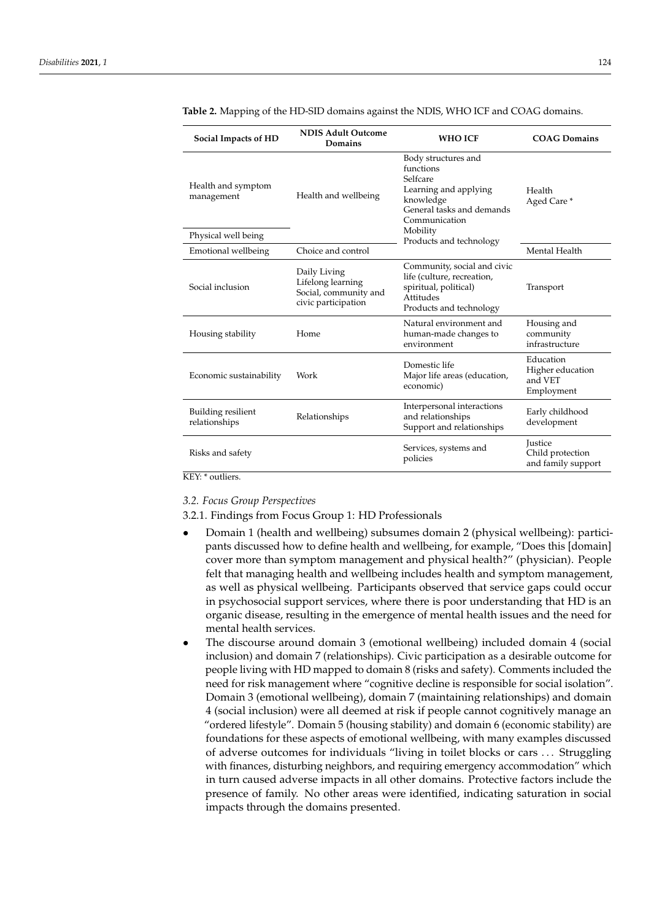**Table 2.** Mapping of the HD-SID domains against the NDIS, WHO ICF and COAG domains.

| Social Impacts of HD | NDIS Adult Outcome Domains | WHO ICF | COAG Domains |
|---|---|---|---|
| Health and symptom management | Health and wellbeing | Body structures and functions<br>Selfcare<br>Learning and applying knowledge<br>General tasks and demands<br>Communication<br>Mobility<br>Products and technology | Health<br>Aged Care * |
| Physical well being | | | |
| Emotional wellbeing | Choice and control | | Mental Health |
| Social inclusion | Daily Living<br>Lifelong learning<br>Social, community and civic participation | Community, social and civic life (culture, recreation, spiritual, political)<br>Attitudes<br>Products and technology | Transport |
| Housing stability | Home | Natural environment and human-made changes to environment | Housing and community infrastructure |
| Economic sustainability | Work | Domestic life<br>Major life areas (education, economic) | Education<br>Higher education and VET<br>Employment |
| Building resilient relationships | Relationships | Interpersonal interactions and relationships<br>Support and relationships | Early childhood development |
| Risks and safety | | Services, systems and policies | Justice<br>Child protection and family support |

KEY: * outliers.

### *3.2. Focus Group Perspectives*

#### 3.2.1. Findings from Focus Group 1: HD Professionals

- Domain 1 (health and wellbeing) subsumes domain 2 (physical wellbeing): participants discussed how to define health and wellbeing, for example, "Does this [domain] cover more than symptom management and physical health?" (physician). People felt that managing health and wellbeing includes health and symptom management, as well as physical wellbeing. Participants observed that service gaps could occur in psychosocial support services, where there is poor understanding that HD is an organic disease, resulting in the emergence of mental health issues and the need for mental health services.
- The discourse around domain 3 (emotional wellbeing) included domain 4 (social inclusion) and domain 7 (relationships). Civic participation as a desirable outcome for people living with HD mapped to domain 8 (risks and safety). Comments included the need for risk management where "cognitive decline is responsible for social isolation". Domain 3 (emotional wellbeing), domain 7 (maintaining relationships) and domain 4 (social inclusion) were all deemed at risk if people cannot cognitively manage an "ordered lifestyle". Domain 5 (housing stability) and domain 6 (economic stability) are foundations for these aspects of emotional wellbeing, with many examples discussed of adverse outcomes for individuals "living in toilet blocks or cars ... Struggling with finances, disturbing neighbors, and requiring emergency accommodation" which in turn caused adverse impacts in all other domains. Protective factors include the presence of family. No other areas were identified, indicating saturation in social impacts through the domains presented.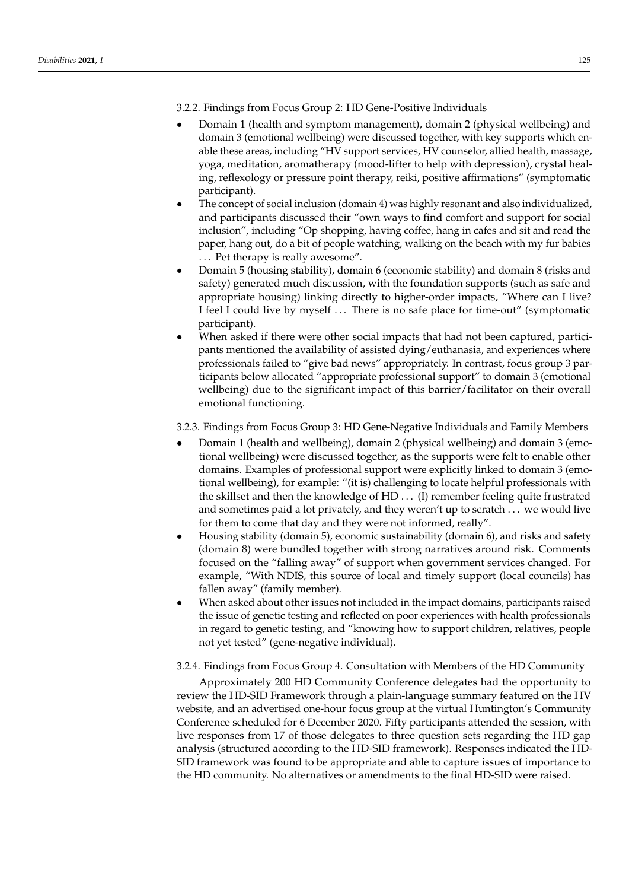#### 3.2.2. Findings from Focus Group 2: HD Gene-Positive Individuals

- Domain 1 (health and symptom management), domain 2 (physical wellbeing) and domain 3 (emotional wellbeing) were discussed together, with key supports which enable these areas, including "HV support services, HV counselor, allied health, massage, yoga, meditation, aromatherapy (mood-lifter to help with depression), crystal healing, reflexology or pressure point therapy, reiki, positive affirmations" (symptomatic participant).
- The concept of social inclusion (domain 4) was highly resonant and also individualized, and participants discussed their "own ways to find comfort and support for social inclusion", including "Op shopping, having coffee, hang in cafes and sit and read the paper, hang out, do a bit of people watching, walking on the beach with my fur babies . . . Pet therapy is really awesome".
- Domain 5 (housing stability), domain 6 (economic stability) and domain 8 (risks and safety) generated much discussion, with the foundation supports (such as safe and appropriate housing) linking directly to higher-order impacts, "Where can I live? I feel I could live by myself . . . There is no safe place for time-out" (symptomatic participant).
- When asked if there were other social impacts that had not been captured, participants mentioned the availability of assisted dying/euthanasia, and experiences where professionals failed to "give bad news" appropriately. In contrast, focus group 3 participants below allocated "appropriate professional support" to domain 3 (emotional wellbeing) due to the significant impact of this barrier/facilitator on their overall emotional functioning.

#### 3.2.3. Findings from Focus Group 3: HD Gene-Negative Individuals and Family Members

- Domain 1 (health and wellbeing), domain 2 (physical wellbeing) and domain 3 (emotional wellbeing) were discussed together, as the supports were felt to enable other domains. Examples of professional support were explicitly linked to domain 3 (emotional wellbeing), for example: "(it is) challenging to locate helpful professionals with the skillset and then the knowledge of HD . . . (I) remember feeling quite frustrated and sometimes paid a lot privately, and they weren't up to scratch . . . we would live for them to come that day and they were not informed, really".
- Housing stability (domain 5), economic sustainability (domain 6), and risks and safety (domain 8) were bundled together with strong narratives around risk. Comments focused on the "falling away" of support when government services changed. For example, "With NDIS, this source of local and timely support (local councils) has fallen away" (family member).
- When asked about other issues not included in the impact domains, participants raised the issue of genetic testing and reflected on poor experiences with health professionals in regard to genetic testing, and "knowing how to support children, relatives, people not yet tested" (gene-negative individual).

#### 3.2.4. Findings from Focus Group 4. Consultation with Members of the HD Community

Approximately 200 HD Community Conference delegates had the opportunity to review the HD-SID Framework through a plain-language summary featured on the HV website, and an advertised one-hour focus group at the virtual Huntington's Community Conference scheduled for 6 December 2020. Fifty participants attended the session, with live responses from 17 of those delegates to three question sets regarding the HD gap analysis (structured according to the HD-SID framework). Responses indicated the HD-SID framework was found to be appropriate and able to capture issues of importance to the HD community. No alternatives or amendments to the final HD-SID were raised.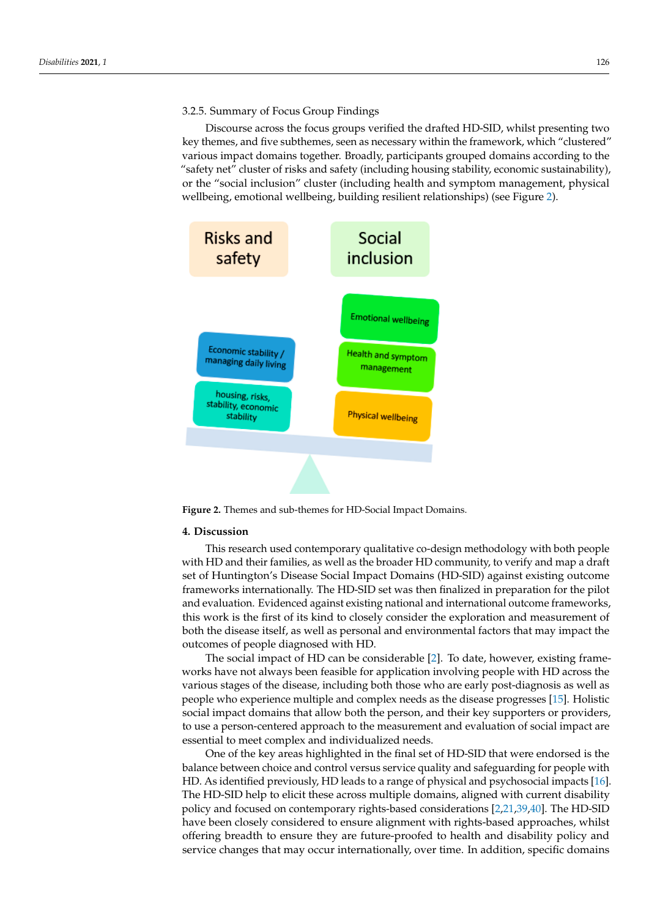3.2.5. Summary of Focus Group Findings

Discourse across the focus groups verified the drafted HD-SID, whilst presenting two key themes, and five subthemes, seen as necessary within the framework, which "clustered" various impact domains together. Broadly, participants grouped domains according to the "safety net" cluster of risks and safety (including housing stability, economic sustainability), or the "social inclusion" cluster (including health and symptom management, physical wellbeing, emotional wellbeing, building resilient relationships) (see Figure 2).

**Figure 2.** Themes and sub-themes for HD-Social Impact Domains.

## 4. Discussion

This research used contemporary qualitative co-design methodology with both people with HD and their families, as well as the broader HD community, to verify and map a draft set of Huntington's Disease Social Impact Domains (HD-SID) against existing outcome frameworks internationally. The HD-SID set was then finalized in preparation for the pilot and evaluation. Evidenced against existing national and international outcome frameworks, this work is the first of its kind to closely consider the exploration and measurement of both the disease itself, as well as personal and environmental factors that may impact the outcomes of people diagnosed with HD.

The social impact of HD can be considerable [2]. To date, however, existing frameworks have not always been feasible for application involving people with HD across the various stages of the disease, including both those who are early post-diagnosis as well as people who experience multiple and complex needs as the disease progresses [15]. Holistic social impact domains that allow both the person, and their key supporters or providers, to use a person-centered approach to the measurement and evaluation of social impact are essential to meet complex and individualized needs.

One of the key areas highlighted in the final set of HD-SID that were endorsed is the balance between choice and control versus service quality and safeguarding for people with HD. As identified previously, HD leads to a range of physical and psychosocial impacts [16]. The HD-SID help to elicit these across multiple domains, aligned with current disability policy and focused on contemporary rights-based considerations [2,21,39,40]. The HD-SID have been closely considered to ensure alignment with rights-based approaches, whilst offering breadth to ensure they are future-proofed to health and disability policy and service changes that may occur internationally, over time. In addition, specific domains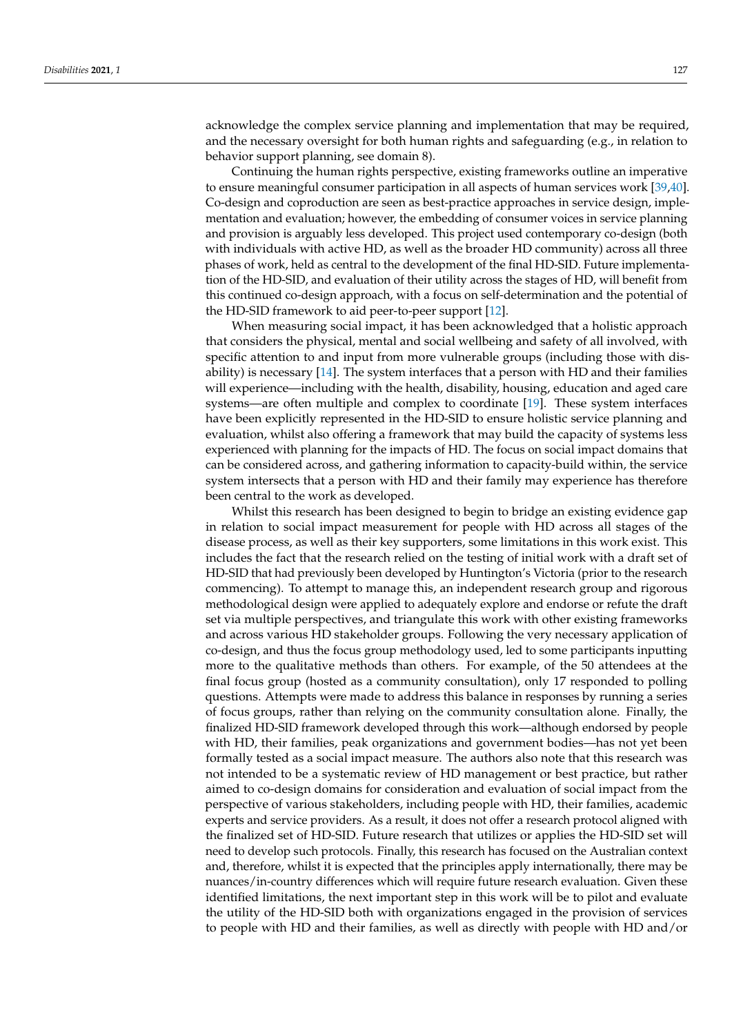acknowledge the complex service planning and implementation that may be required, and the necessary oversight for both human rights and safeguarding (e.g., in relation to behavior support planning, see domain 8).

Continuing the human rights perspective, existing frameworks outline an imperative to ensure meaningful consumer participation in all aspects of human services work [39,40]. Co-design and coproduction are seen as best-practice approaches in service design, implementation and evaluation; however, the embedding of consumer voices in service planning and provision is arguably less developed. This project used contemporary co-design (both with individuals with active HD, as well as the broader HD community) across all three phases of work, held as central to the development of the final HD-SID. Future implementation of the HD-SID, and evaluation of their utility across the stages of HD, will benefit from this continued co-design approach, with a focus on self-determination and the potential of the HD-SID framework to aid peer-to-peer support [12].

When measuring social impact, it has been acknowledged that a holistic approach that considers the physical, mental and social wellbeing and safety of all involved, with specific attention to and input from more vulnerable groups (including those with disability) is necessary [14]. The system interfaces that a person with HD and their families will experience—including with the health, disability, housing, education and aged care systems—are often multiple and complex to coordinate [19]. These system interfaces have been explicitly represented in the HD-SID to ensure holistic service planning and evaluation, whilst also offering a framework that may build the capacity of systems less experienced with planning for the impacts of HD. The focus on social impact domains that can be considered across, and gathering information to capacity-build within, the service system intersects that a person with HD and their family may experience has therefore been central to the work as developed.

Whilst this research has been designed to begin to bridge an existing evidence gap in relation to social impact measurement for people with HD across all stages of the disease process, as well as their key supporters, some limitations in this work exist. This includes the fact that the research relied on the testing of initial work with a draft set of HD-SID that had previously been developed by Huntington's Victoria (prior to the research commencing). To attempt to manage this, an independent research group and rigorous methodological design were applied to adequately explore and endorse or refute the draft set via multiple perspectives, and triangulate this work with other existing frameworks and across various HD stakeholder groups. Following the very necessary application of co-design, and thus the focus group methodology used, led to some participants inputting more to the qualitative methods than others. For example, of the 50 attendees at the final focus group (hosted as a community consultation), only 17 responded to polling questions. Attempts were made to address this balance in responses by running a series of focus groups, rather than relying on the community consultation alone. Finally, the finalized HD-SID framework developed through this work—although endorsed by people with HD, their families, peak organizations and government bodies—has not yet been formally tested as a social impact measure. The authors also note that this research was not intended to be a systematic review of HD management or best practice, but rather aimed to co-design domains for consideration and evaluation of social impact from the perspective of various stakeholders, including people with HD, their families, academic experts and service providers. As a result, it does not offer a research protocol aligned with the finalized set of HD-SID. Future research that utilizes or applies the HD-SID set will need to develop such protocols. Finally, this research has focused on the Australian context and, therefore, whilst it is expected that the principles apply internationally, there may be nuances/in-country differences which will require future research evaluation. Given these identified limitations, the next important step in this work will be to pilot and evaluate the utility of the HD-SID both with organizations engaged in the provision of services to people with HD and their families, as well as directly with people with HD and/or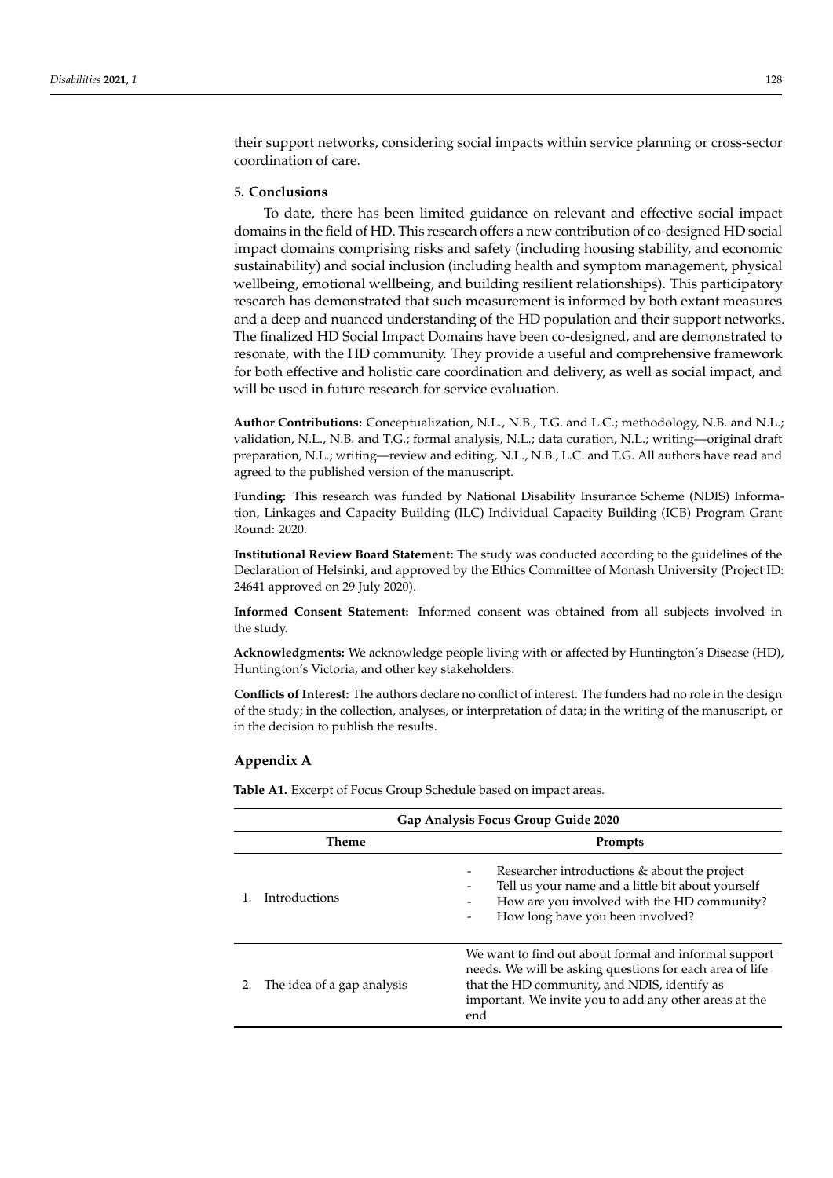their support networks, considering social impacts within service planning or cross-sector coordination of care.

## 5. Conclusions

To date, there has been limited guidance on relevant and effective social impact domains in the field of HD. This research offers a new contribution of co-designed HD social impact domains comprising risks and safety (including housing stability, and economic sustainability) and social inclusion (including health and symptom management, physical wellbeing, emotional wellbeing, and building resilient relationships). This participatory research has demonstrated that such measurement is informed by both extant measures and a deep and nuanced understanding of the HD population and their support networks. The finalized HD Social Impact Domains have been co-designed, and are demonstrated to resonate, with the HD community. They provide a useful and comprehensive framework for both effective and holistic care coordination and delivery, as well as social impact, and will be used in future research for service evaluation.

**Author Contributions:** Conceptualization, N.L., N.B., T.G. and L.C.; methodology, N.B. and N.L.; validation, N.L., N.B. and T.G.; formal analysis, N.L.; data curation, N.L.; writing—original draft preparation, N.L.; writing—review and editing, N.L., N.B., L.C. and T.G. All authors have read and agreed to the published version of the manuscript.

**Funding:** This research was funded by National Disability Insurance Scheme (NDIS) Information, Linkages and Capacity Building (ILC) Individual Capacity Building (ICB) Program Grant Round: 2020.

**Institutional Review Board Statement:** The study was conducted according to the guidelines of the Declaration of Helsinki, and approved by the Ethics Committee of Monash University (Project ID: 24641 approved on 29 July 2020).

**Informed Consent Statement:** Informed consent was obtained from all subjects involved in the study.

**Acknowledgments:** We acknowledge people living with or affected by Huntington's Disease (HD), Huntington's Victoria, and other key stakeholders.

**Conflicts of Interest:** The authors declare no conflict of interest. The funders had no role in the design of the study; in the collection, analyses, or interpretation of data; in the writing of the manuscript, or in the decision to publish the results.

## Appendix A

**Table A1.** Excerpt of Focus Group Schedule based on impact areas.

| Gap Analysis Focus Group Guide 2020 | |
|---|---|
| **Theme** | **Prompts** |
| 1. Introductions | - Researcher introductions & about the project<br>- Tell us your name and a little bit about yourself<br>- How are you involved with the HD community?<br>- How long have you been involved? |
| 2. The idea of a gap analysis | We want to find out about formal and informal support needs. We will be asking questions for each area of life that the HD community, and NDIS, identify as important. We invite you to add any other areas at the end |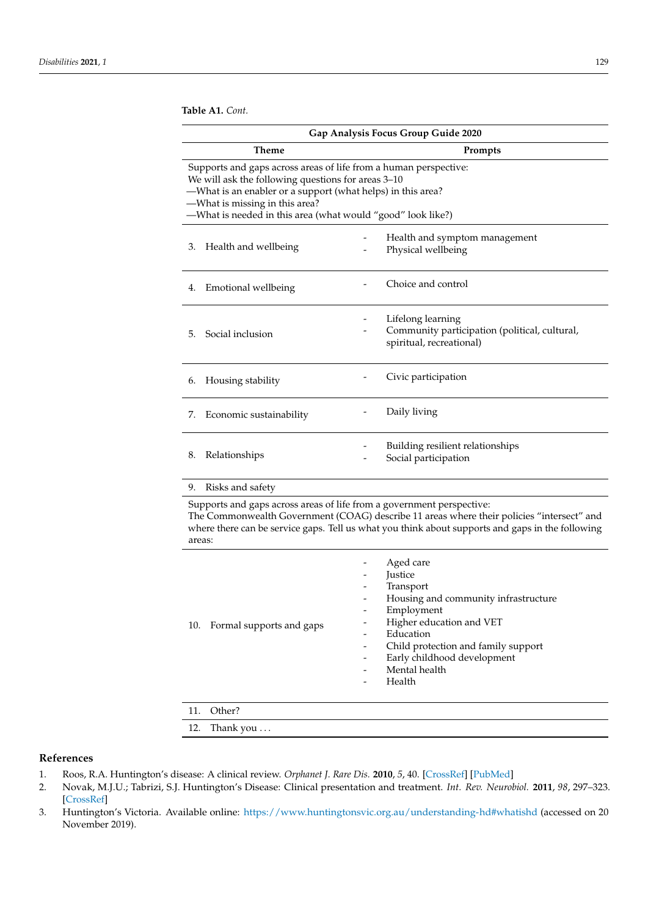**Table A1.** *Cont.*

| Gap Analysis Focus Group Guide 2020 | |
|---|---|
| **Theme** | **Prompts** |
| Supports and gaps across areas of life from a human perspective:<br>We will ask the following questions for areas 3–10<br>—What is an enabler or a support (what helps) in this area?<br>—What is missing in this area?<br>—What is needed in this area (what would "good" look like?) | |
| 3. Health and wellbeing | - Health and symptom management<br>- Physical wellbeing |
| 4. Emotional wellbeing | - Choice and control |
| 5. Social inclusion | - Lifelong learning<br>- Community participation (political, cultural, spiritual, recreational) |
| 6. Housing stability | - Civic participation |
| 7. Economic sustainability | - Daily living |
| 8. Relationships | - Building resilient relationships<br>- Social participation |
| 9. Risks and safety | |
| Supports and gaps across areas of life from a government perspective:<br>The Commonwealth Government (COAG) describe 11 areas where their policies "intersect" and where there can be service gaps. Tell us what you think about supports and gaps in the following areas: | |
| 10. Formal supports and gaps | - Aged care<br>- Justice<br>- Transport<br>- Housing and community infrastructure<br>- Employment<br>- Higher education and VET<br>- Education<br>- Child protection and family support<br>- Early childhood development<br>- Mental health<br>- Health |
| 11. Other? | |
| 12. Thank you . . . | |

## References

1. Roos, R.A. Huntington's disease: A clinical review. *Orphanet J. Rare Dis.* **2010**, *5*, 40. [CrossRef] [PubMed]
2. Novak, M.J.U.; Tabrizi, S.J. Huntington's Disease: Clinical presentation and treatment. *Int. Rev. Neurobiol.* **2011**, *98*, 297–323. [CrossRef]
3. Huntington's Victoria. Available online: https://www.huntingtonsvic.org.au/understanding-hd#whatishd (accessed on 20 November 2019).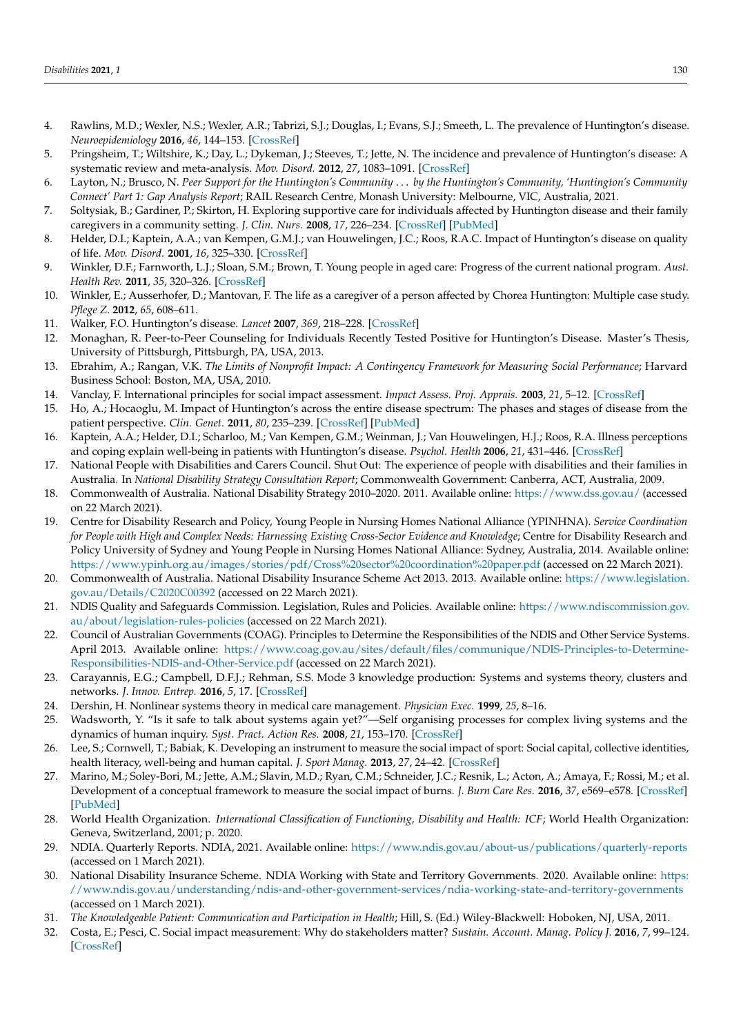4. Rawlins, M.D.; Wexler, N.S.; Wexler, A.R.; Tabrizi, S.J.; Douglas, I.; Evans, S.J.; Smeeth, L. The prevalence of Huntington's disease. *Neuroepidemiology* **2016**, *46*, 144–153. [CrossRef]
5. Pringsheim, T.; Wiltshire, K.; Day, L.; Dykeman, J.; Steeves, T.; Jette, N. The incidence and prevalence of Huntington's disease: A systematic review and meta-analysis. *Mov. Disord.* **2012**, *27*, 1083–1091. [CrossRef]
6. Layton, N.; Brusco, N. *Peer Support for the Huntington's Community . . . by the Huntington's Community, 'Huntington's Community Connect' Part 1: Gap Analysis Report*; RAIL Research Centre, Monash University: Melbourne, VIC, Australia, 2021.
7. Soltysiak, B.; Gardiner, P.; Skirton, H. Exploring supportive care for individuals affected by Huntington disease and their family caregivers in a community setting. *J. Clin. Nurs.* **2008**, *17*, 226–234. [CrossRef] [PubMed]
8. Helder, D.I.; Kaptein, A.A.; van Kempen, G.M.J.; van Houwelingen, J.C.; Roos, R.A.C. Impact of Huntington's disease on quality of life. *Mov. Disord.* **2001**, *16*, 325–330. [CrossRef]
9. Winkler, D.F.; Farnworth, L.J.; Sloan, S.M.; Brown, T. Young people in aged care: Progress of the current national program. *Aust. Health Rev.* **2011**, *35*, 320–326. [CrossRef]
10. Winkler, E.; Ausserhofer, D.; Mantovan, F. The life as a caregiver of a person affected by Chorea Huntington: Multiple case study. *Pflege Z.* **2012**, *65*, 608–611.
11. Walker, F.O. Huntington's disease. *Lancet* **2007**, *369*, 218–228. [CrossRef]
12. Monaghan, R. Peer-to-Peer Counseling for Individuals Recently Tested Positive for Huntington's Disease. Master's Thesis, University of Pittsburgh, Pittsburgh, PA, USA, 2013.
13. Ebrahim, A.; Rangan, V.K. *The Limits of Nonprofit Impact: A Contingency Framework for Measuring Social Performance*; Harvard Business School: Boston, MA, USA, 2010.
14. Vanclay, F. International principles for social impact assessment. *Impact Assess. Proj. Apprais.* **2003**, *21*, 5–12. [CrossRef]
15. Ho, A.; Hocaoglu, M. Impact of Huntington's across the entire disease spectrum: The phases and stages of disease from the patient perspective. *Clin. Genet.* **2011**, *80*, 235–239. [CrossRef] [PubMed]
16. Kaptein, A.A.; Helder, D.I.; Scharloo, M.; Van Kempen, G.M.; Weinman, J.; Van Houwelingen, H.J.; Roos, R.A. Illness perceptions and coping explain well-being in patients with Huntington's disease. *Psychol. Health* **2006**, *21*, 431–446. [CrossRef]
17. National People with Disabilities and Carers Council. Shut Out: The experience of people with disabilities and their families in Australia. In *National Disability Strategy Consultation Report*; Commonwealth Government: Canberra, ACT, Australia, 2009.
18. Commonwealth of Australia. National Disability Strategy 2010–2020. 2011. Available online: https://www.dss.gov.au/ (accessed on 22 March 2021).
19. Centre for Disability Research and Policy, Young People in Nursing Homes National Alliance (YPINHNA). *Service Coordination for People with High and Complex Needs: Harnessing Existing Cross-Sector Evidence and Knowledge*; Centre for Disability Research and Policy University of Sydney and Young People in Nursing Homes National Alliance: Sydney, Australia, 2014. Available online: https://www.ypinh.org.au/images/stories/pdf/Cross%20sector%20coordination%20paper.pdf (accessed on 22 March 2021).
20. Commonwealth of Australia. National Disability Insurance Scheme Act 2013. 2013. Available online: https://www.legislation.gov.au/Details/C2020C00392 (accessed on 22 March 2021).
21. NDIS Quality and Safeguards Commission. Legislation, Rules and Policies. Available online: https://www.ndiscommission.gov.au/about/legislation-rules-policies (accessed on 22 March 2021).
22. Council of Australian Governments (COAG). Principles to Determine the Responsibilities of the NDIS and Other Service Systems. April 2013. Available online: https://www.coag.gov.au/sites/default/files/communique/NDIS-Principles-to-Determine-Responsibilities-NDIS-and-Other-Service.pdf (accessed on 22 March 2021).
23. Carayannis, E.G.; Campbell, D.F.J.; Rehman, S.S. Mode 3 knowledge production: Systems and systems theory, clusters and networks. *J. Innov. Entrep.* **2016**, *5*, 17. [CrossRef]
24. Dershin, H. Nonlinear systems theory in medical care management. *Physician Exec.* **1999**, *25*, 8–16.
25. Wadsworth, Y. "Is it safe to talk about systems again yet?"—Self organising processes for complex living systems and the dynamics of human inquiry. *Syst. Pract. Action Res.* **2008**, *21*, 153–170. [CrossRef]
26. Lee, S.; Cornwell, T.; Babiak, K. Developing an instrument to measure the social impact of sport: Social capital, collective identities, health literacy, well-being and human capital. *J. Sport Manag.* **2013**, *27*, 24–42. [CrossRef]
27. Marino, M.; Soley-Bori, M.; Jette, A.M.; Slavin, M.D.; Ryan, C.M.; Schneider, J.C.; Resnik, L.; Acton, A.; Amaya, F.; Rossi, M.; et al. Development of a conceptual framework to measure the social impact of burns. *J. Burn Care Res.* **2016**, *37*, e569–e578. [CrossRef] [PubMed]
28. World Health Organization. *International Classification of Functioning, Disability and Health: ICF*; World Health Organization: Geneva, Switzerland, 2001; p. 2020.
29. NDIA. Quarterly Reports. NDIA, 2021. Available online: https://www.ndis.gov.au/about-us/publications/quarterly-reports (accessed on 1 March 2021).
30. National Disability Insurance Scheme. NDIA Working with State and Territory Governments. 2020. Available online: https://www.ndis.gov.au/understanding/ndis-and-other-government-services/ndia-working-state-and-territory-governments (accessed on 1 March 2021).
31. *The Knowledgeable Patient: Communication and Participation in Health*; Hill, S. (Ed.) Wiley-Blackwell: Hoboken, NJ, USA, 2011.
32. Costa, E.; Pesci, C. Social impact measurement: Why do stakeholders matter? *Sustain. Account. Manag. Policy J.* **2016**, *7*, 99–124. [CrossRef]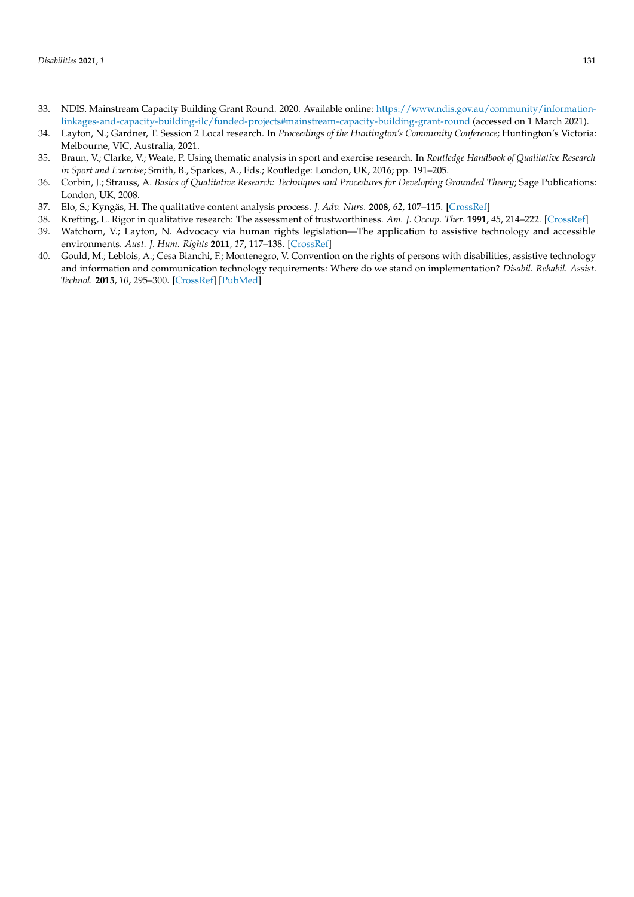33. NDIS. Mainstream Capacity Building Grant Round. 2020. Available online: https://www.ndis.gov.au/community/information-linkages-and-capacity-building-ilc/funded-projects#mainstream-capacity-building-grant-round (accessed on 1 March 2021).
34. Layton, N.; Gardner, T. Session 2 Local research. In *Proceedings of the Huntington's Community Conference*; Huntington's Victoria: Melbourne, VIC, Australia, 2021.
35. Braun, V.; Clarke, V.; Weate, P. Using thematic analysis in sport and exercise research. In *Routledge Handbook of Qualitative Research in Sport and Exercise*; Smith, B., Sparkes, A., Eds.; Routledge: London, UK, 2016; pp. 191–205.
36. Corbin, J.; Strauss, A. *Basics of Qualitative Research: Techniques and Procedures for Developing Grounded Theory*; Sage Publications: London, UK, 2008.
37. Elo, S.; Kyngäs, H. The qualitative content analysis process. *J. Adv. Nurs.* **2008**, *62*, 107–115. [CrossRef]
38. Krefting, L. Rigor in qualitative research: The assessment of trustworthiness. *Am. J. Occup. Ther.* **1991**, *45*, 214–222. [CrossRef]
39. Watchorn, V.; Layton, N. Advocacy via human rights legislation—The application to assistive technology and accessible environments. *Aust. J. Hum. Rights* **2011**, *17*, 117–138. [CrossRef]
40. Gould, M.; Leblois, A.; Cesa Bianchi, F.; Montenegro, V. Convention on the rights of persons with disabilities, assistive technology and information and communication technology requirements: Where do we stand on implementation? *Disabil. Rehabil. Assist. Technol.* **2015**, *10*, 295–300. [CrossRef] [PubMed]